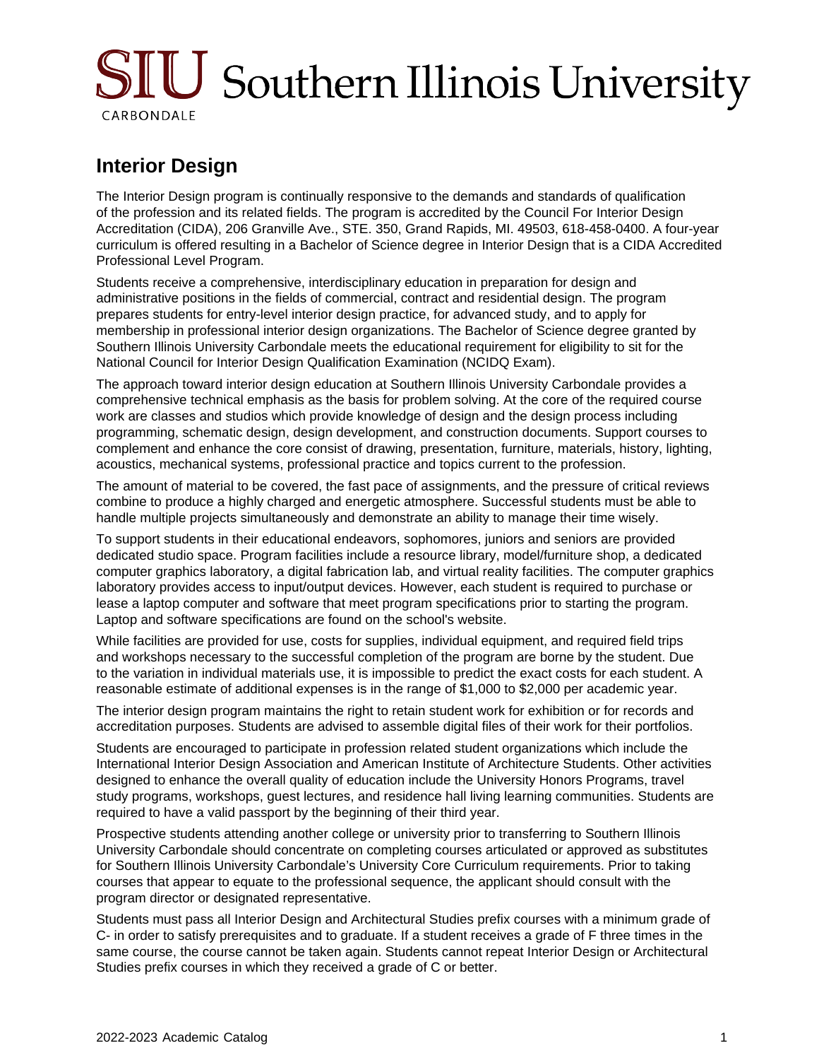# Interior Design

The Interior Design program is continually responsive to the demands and standards of qualification of the profession and its related fields. The program is accredited by the Council For Interior Design Accreditation (CIDA), 206 Granville Ave., STE. 350, Grand Rapids, MI. 49503, 618-458-0400. A four-year curriculum is offered resulting in a Bachelor of Science degree in Interior Design that is a CIDA Accredited Professional Level Program.

Students receive a comprehensive, interdisciplinary education in preparation for design and administrative positions in the fields of commercial, contract and residential design. The program prepares students for entry-level interior design practice, for advanced study, and to apply for membership in professional interior design organizations. The Bachelor of Science degree granted by Southern Illinois University Carbondale meets the educational requirement for eligibility to sit for the National Council for Interior Design Qualification Examination (NCIDQ Exam).

The approach toward interior design education at Southern Illinois University Carbondale provides a comprehensive technical emphasis as the basis for problem solving. At the core of the required course work are classes and studios which provide knowledge of design and the design process including programming, schematic design, design development, and construction documents. Support courses to complement and enhance the core consist of drawing, presentation, furniture, materials, history, lighting, acoustics, mechanical systems, professional practice and topics current to the profession.

The amount of material to be covered, the fast pace of assignments, and the pressure of critical reviews combine to produce a highly charged and energetic atmosphere. Successful students must be able to handle multiple projects simultaneously and demonstrate an ability to manage their time wisely.

To support students in their educational endeavors, sophomores, juniors and seniors are provided dedicated studio space. Program facilities include a resource library, model/furniture shop, a dedicated computer graphics laboratory, a digital fabrication lab, and virtual reality facilities. The computer graphics laboratory provides access to input/output devices. However, each student is required to purchase or lease a laptop computer and software that meet program specifications prior to starting the program. Laptop and software specifications are found on the school's website.

While facilities are provided for use, costs for supplies, individual equipment, and required field trips and workshops necessary to the successful completion of the program are borne by the student. Due to the variation in individual materials use, it is impossible to predict the exact costs for each student. A reasonable estimate of additional expenses is in the range of $1,000 to $2,000 per academic year.

The interior design program maintains the right to retain student work for exhibition or for records and accreditation purposes. Students are advised to assemble digital files of their work for their portfolios.

Students are encouraged to participate in profession related student organizations which include the International Interior Design Association and American Institute of Architecture Students. Other activities designed to enhance the overall quality of education include the University Honors Programs, travel study programs, workshops, guest lectures, and residence hall living learning communities. Students are required to have a valid passport by the beginning of their third year.

Prospective students attending another college or university prior to transferring to Southern Illinois University Carbondale should concentrate on completing courses articulated or approved as substitutes for Southern Illinois University Carbondale's University Core Curriculum requirements. Prior to taking courses that appear to equate to the professional sequence, the applicant should consult with the program director or designated representative.

Students must pass all Interior Design and Architectural Studies prefix courses with a minimum grade of C- in order to satisfy prerequisites and to graduate. If a student receives a grade of F three times in the same course, the course cannot be taken again. Students cannot repeat Interior Design or Architectural Studies prefix courses in which they received a grade of C or better.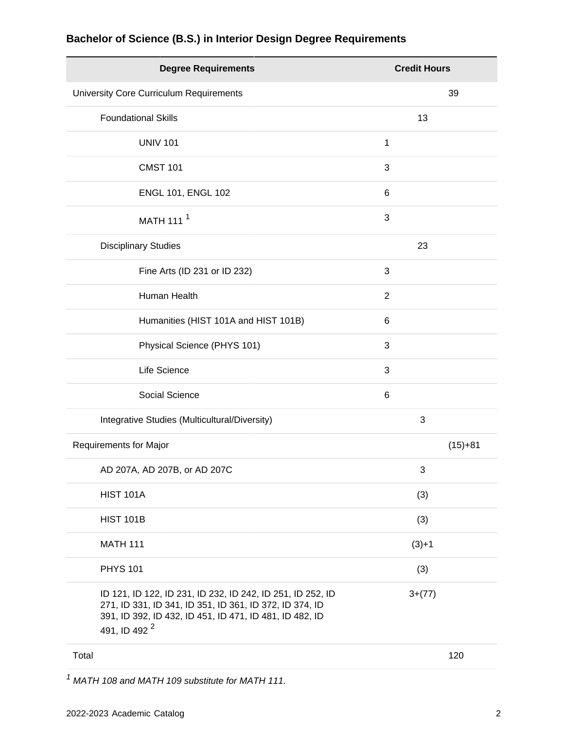### Bachelor of Science (B.S.) in Interior Design Degree Requirements

| Degree Requirements | | Credit Hours | |
|---|---|---|---|
| University Core Curriculum Requirements | | | 39 |
| Foundational Skills | | 13 | |
| UNIV 101 | 1 | | |
| CMST 101 | 3 | | |
| ENGL 101, ENGL 102 | 6 | | |
| MATH 111 [1] | 3 | | |
| Disciplinary Studies | | 23 | |
| Fine Arts (ID 231 or ID 232) | 3 | | |
| Human Health | 2 | | |
| Humanities (HIST 101A and HIST 101B) | 6 | | |
| Physical Science (PHYS 101) | 3 | | |
| Life Science | 3 | | |
| Social Science | 6 | | |
| Integrative Studies (Multicultural/Diversity) | | 3 | |
| Requirements for Major | | | (15)+81 |
| AD 207A, AD 207B, or AD 207C | | 3 | |
| HIST 101A | | (3) | |
| HIST 101B | | (3) | |
| MATH 111 | | (3)+1 | |
| PHYS 101 | | (3) | |
| ID 121, ID 122, ID 231, ID 232, ID 242, ID 251, ID 252, ID 271, ID 331, ID 341, ID 351, ID 361, ID 372, ID 374, ID 391, ID 392, ID 432, ID 451, ID 471, ID 481, ID 482, ID 491, ID 492 [2] | | 3+(77) | |
| Total | | | 120 |

[1] *MATH 108 and MATH 109 substitute for MATH 111.*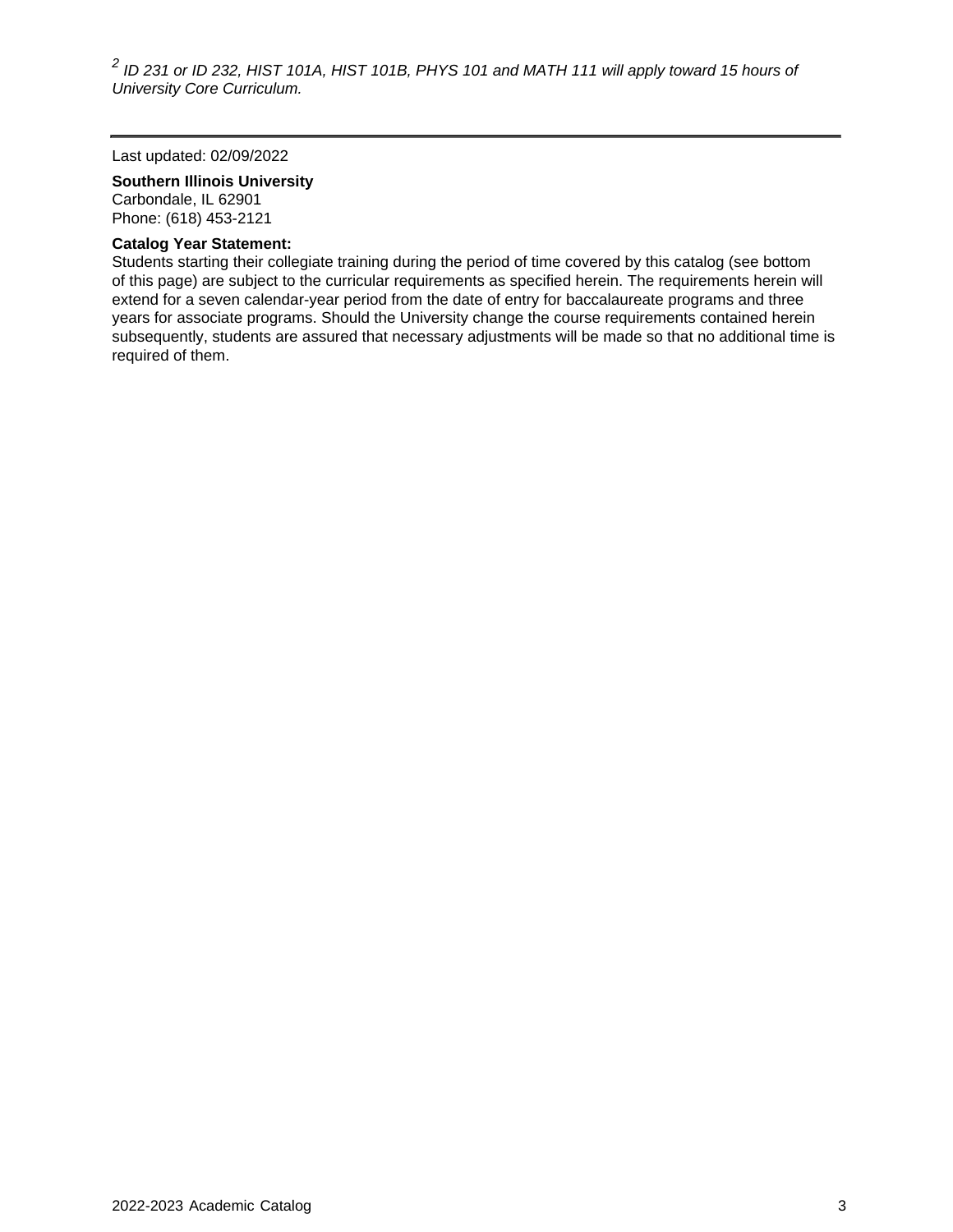*[2] ID 231 or ID 232, HIST 101A, HIST 101B, PHYS 101 and MATH 111 will apply toward 15 hours of University Core Curriculum.*

---

Last updated: 02/09/2022

**Southern Illinois University**
Carbondale, IL 62901
Phone: (618) 453-2121

**Catalog Year Statement:**
Students starting their collegiate training during the period of time covered by this catalog (see bottom of this page) are subject to the curricular requirements as specified herein. The requirements herein will extend for a seven calendar-year period from the date of entry for baccalaureate programs and three years for associate programs. Should the University change the course requirements contained herein subsequently, students are assured that necessary adjustments will be made so that no additional time is required of them.

2022-2023 Academic Catalog